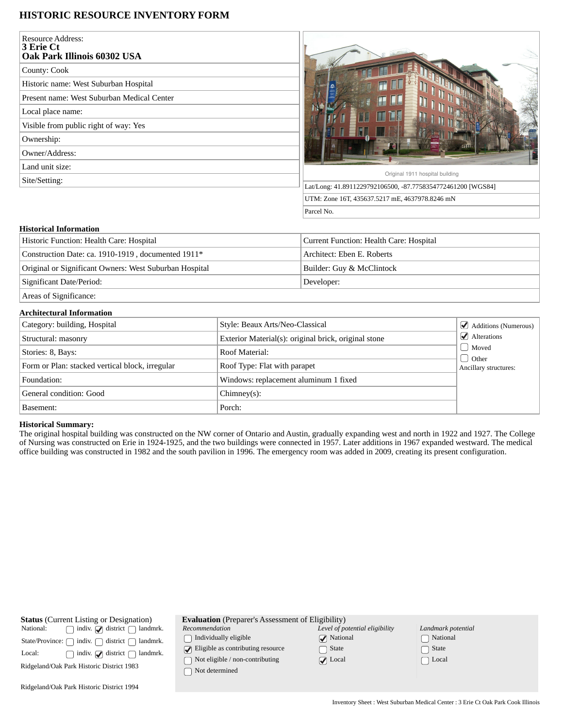# HISTORIC RESOURCE INVENTORY FORM

| | |
|---|---|
| Resource Address: **3 Erie Ct Oak Park Illinois 60302 USA** | |
| County: Cook | |
| Historic name: West Suburban Hospital | |
| Present name: West Suburban Medical Center | |
| Local place name: | |
| Visible from public right of way: Yes | |
| Ownership: | |
| Owner/Address: | |
| Land unit size: | |
| Site/Setting: | |

Original 1911 hospital building

Lat/Long: 41.8911229792106500, -87.7758354772461200 [WGS84]

UTM: Zone 16T, 435637.5217 mE, 4637978.8246 mN

Parcel No.

### Historical Information

| | |
|---|---|
| Historic Function: Health Care: Hospital | Current Function: Health Care: Hospital |
| Construction Date: ca. 1910-1919 , documented 1911* | Architect: Eben E. Roberts |
| Original or Significant Owners: West Suburban Hospital | Builder: Guy & McClintock |
| Significant Date/Period: | Developer: |
| Areas of Significance: | |

### Architectural Information

| | | |
|---|---|---|
| Category: building, Hospital | Style: Beaux Arts/Neo-Classical | ☑ Additions (Numerous) |
| Structural: masonry | Exterior Material(s): original brick, original stone | ☑ Alterations |
| Stories: 8, Bays: | Roof Material: | ☐ Moved |
| Form or Plan: stacked vertical block, irregular | Roof Type: Flat with parapet | ☐ Other |
| Foundation: | Windows: replacement aluminum 1 fixed | Ancillary structures: |
| General condition: Good | Chimney(s): | |
| Basement: | Porch: | |

**Historical Summary:**
The original hospital building was constructed on the NW corner of Ontario and Austin, gradually expanding west and north in 1922 and 1927. The College of Nursing was constructed on Erie in 1924-1925, and the two buildings were connected in 1957. Later additions in 1967 expanded westward. The medical office building was constructed in 1982 and the south pavilion in 1996. The emergency room was added in 2009, creating its present configuration.

**Status** (Current Listing or Designation)

| | | | |
|---|---|---|---|
| National: | ☐ indiv. | ☑ district | ☐ landmrk. |
| State/Province: | ☐ indiv. | ☐ district | ☐ landmrk. |
| Local: | ☐ indiv. | ☑ district | ☐ landmrk. |

Ridgeland/Oak Park Historic District 1983

Ridgeland/Oak Park Historic District 1994

**Evaluation** (Preparer's Assessment of Eligibility)

| *Recommendation* | *Level of potential eligibility* | *Landmark potential* |
|---|---|---|
| ☐ Individually eligible | ☑ National | ☐ National |
| ☑ Eligible as contributing resource | ☐ State | ☐ State |
| ☐ Not eligible / non-contributing | ☑ Local | ☐ Local |
| ☐ Not determined | | |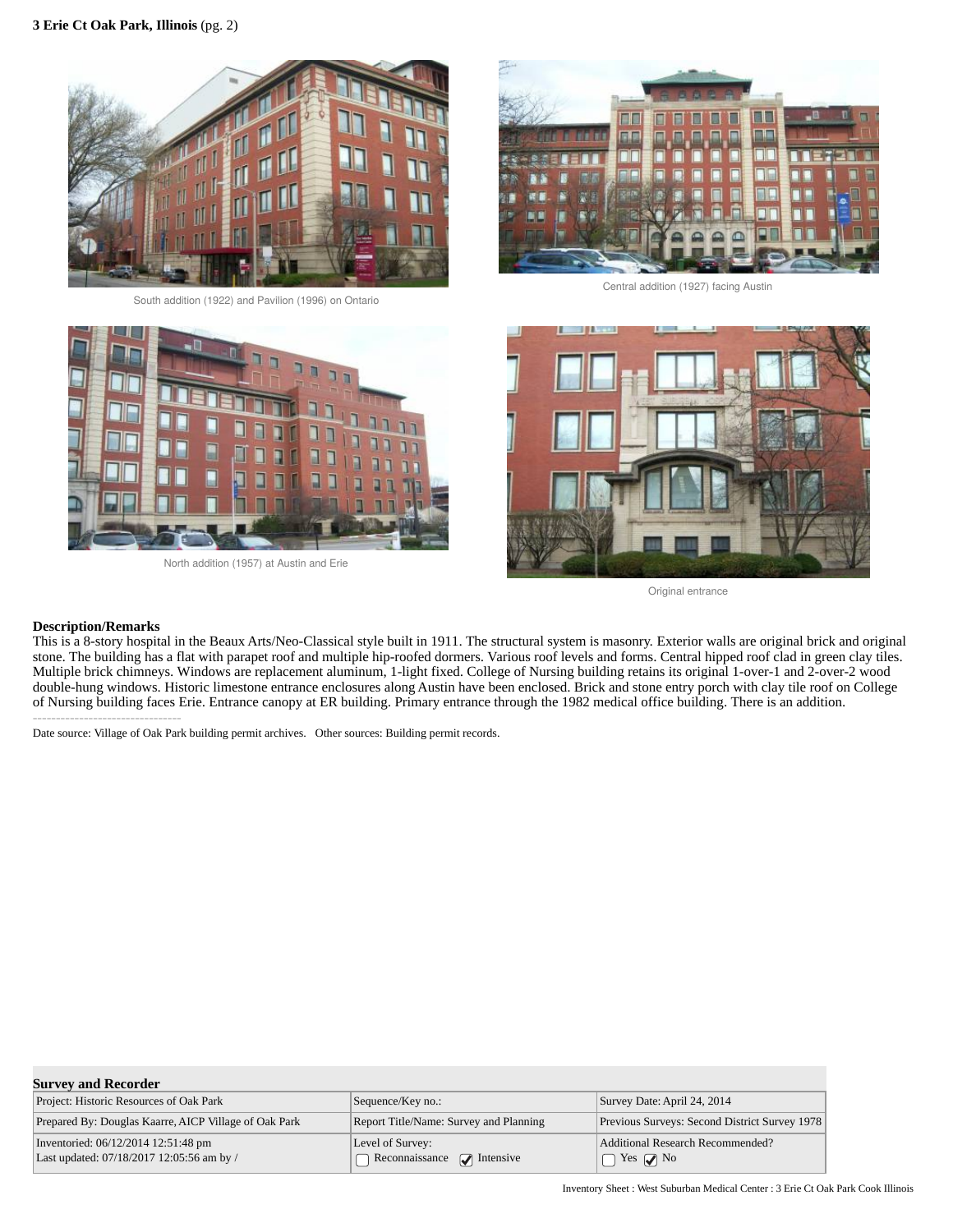**3 Erie Ct Oak Park, Illinois** (pg. 2)

South addition (1922) and Pavilion (1996) on Ontario

Central addition (1927) facing Austin

North addition (1957) at Austin and Erie

Original entrance

**Description/Remarks**

This is a 8-story hospital in the Beaux Arts/Neo-Classical style built in 1911. The structural system is masonry. Exterior walls are original brick and original stone. The building has a flat with parapet roof and multiple hip-roofed dormers. Various roof levels and forms. Central hipped roof clad in green clay tiles. Multiple brick chimneys. Windows are replacement aluminum, 1-light fixed. College of Nursing building retains its original 1-over-1 and 2-over-2 wood double-hung windows. Historic limestone entrance enclosures along Austin have been enclosed. Brick and stone entry porch with clay tile roof on College of Nursing building faces Erie. Entrance canopy at ER building. Primary entrance through the 1982 medical office building. There is an addition.

Date source: Village of Oak Park building permit archives. Other sources: Building permit records.

**Survey and Recorder**

| | | |
|---|---|---|
| Project: Historic Resources of Oak Park | Sequence/Key no.: | Survey Date: April 24, 2014 |
| Prepared By: Douglas Kaarre, AICP Village of Oak Park | Report Title/Name: Survey and Planning | Previous Surveys: Second District Survey 1978 |
| Inventoried: 06/12/2014 12:51:48 pm<br>Last updated: 07/18/2017 12:05:56 am by / | Level of Survey:<br>☐ Reconnaissance ☑ Intensive | Additional Research Recommended?<br>☐ Yes ☑ No |

Inventory Sheet : West Suburban Medical Center : 3 Erie Ct Oak Park Cook Illinois